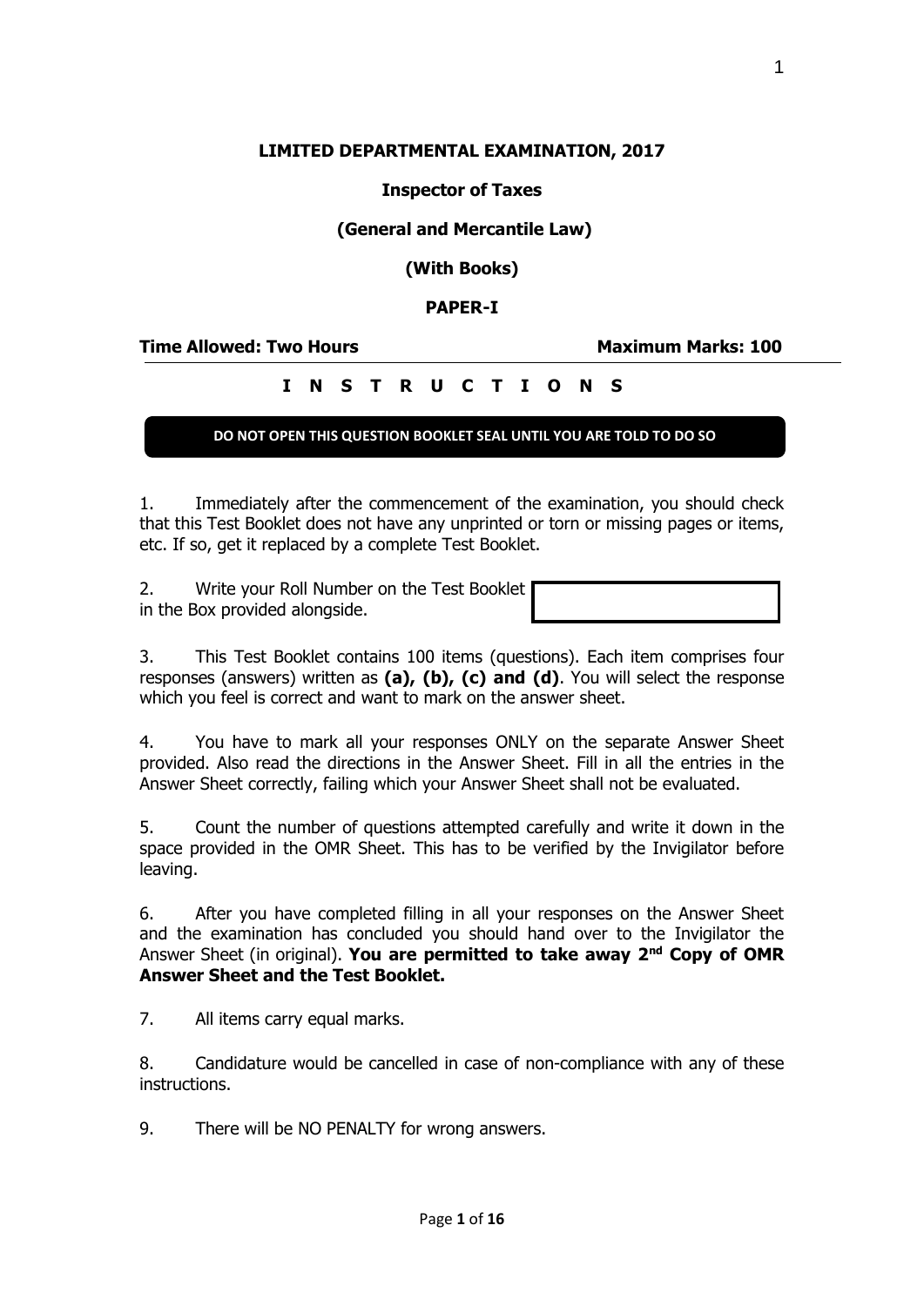**LIMITED DEPARTMENTAL EXAMINATION, 2017**

**Inspector of Taxes**

**(General and Mercantile Law)**

**(With Books)**

**PAPER-I**

**Time Allowed: Two Hours** **Maximum Marks: 100**

## I N S T R U C T I O N S

**DO NOT OPEN THIS QUESTION BOOKLET SEAL UNTIL YOU ARE TOLD TO DO SO**

1. Immediately after the commencement of the examination, you should check that this Test Booklet does not have any unprinted or torn or missing pages or items, etc. If so, get it replaced by a complete Test Booklet.

2. Write your Roll Number on the Test Booklet in the Box provided alongside.

3. This Test Booklet contains 100 items (questions). Each item comprises four responses (answers) written as **(a), (b), (c) and (d)**. You will select the response which you feel is correct and want to mark on the answer sheet.

4. You have to mark all your responses ONLY on the separate Answer Sheet provided. Also read the directions in the Answer Sheet. Fill in all the entries in the Answer Sheet correctly, failing which your Answer Sheet shall not be evaluated.

5. Count the number of questions attempted carefully and write it down in the space provided in the OMR Sheet. This has to be verified by the Invigilator before leaving.

6. After you have completed filling in all your responses on the Answer Sheet and the examination has concluded you should hand over to the Invigilator the Answer Sheet (in original). **You are permitted to take away 2nd Copy of OMR Answer Sheet and the Test Booklet.**

7. All items carry equal marks.

8. Candidature would be cancelled in case of non-compliance with any of these instructions.

9. There will be NO PENALTY for wrong answers.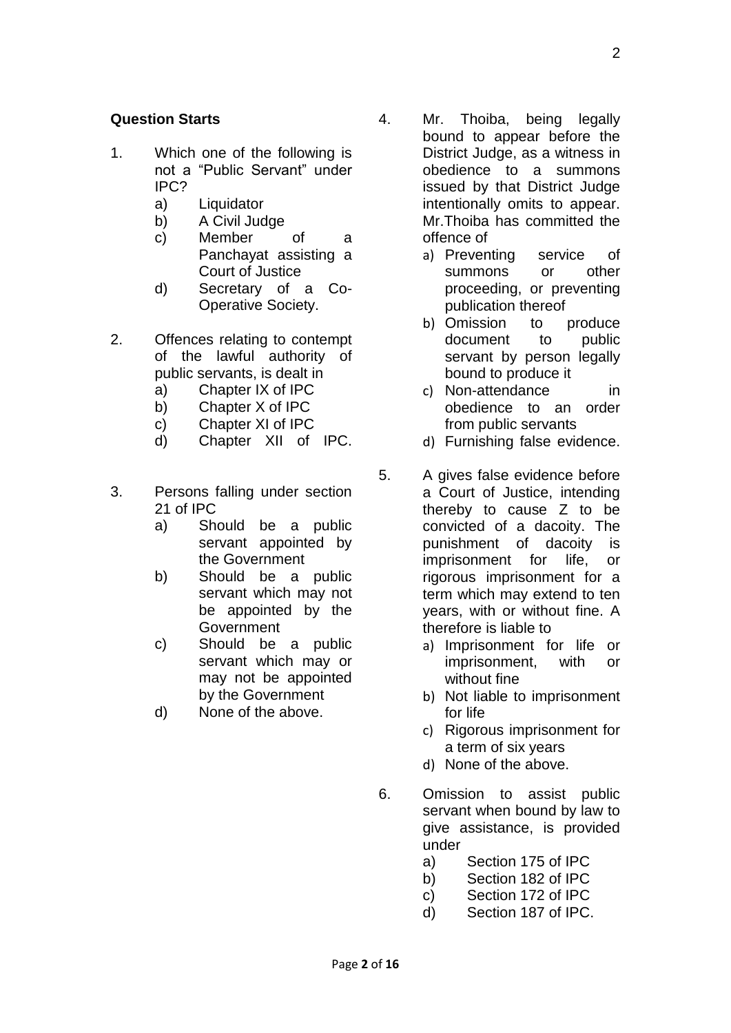**Question Starts**

1. Which one of the following is not a "Public Servant" under IPC?
   a) Liquidator
   b) A Civil Judge
   c) Member of a Panchayat assisting a Court of Justice
   d) Secretary of a Co-Operative Society.

2. Offences relating to contempt of the lawful authority of public servants, is dealt in
   a) Chapter IX of IPC
   b) Chapter X of IPC
   c) Chapter XI of IPC
   d) Chapter XII of IPC.

3. Persons falling under section 21 of IPC
   a) Should be a public servant appointed by the Government
   b) Should be a public servant which may not be appointed by the Government
   c) Should be a public servant which may or may not be appointed by the Government
   d) None of the above.

4. Mr. Thoiba, being legally bound to appear before the District Judge, as a witness in obedience to a summons issued by that District Judge intentionally omits to appear. Mr.Thoiba has committed the offence of
   a) Preventing service of summons or other proceeding, or preventing publication thereof
   b) Omission to produce document to public servant by person legally bound to produce it
   c) Non-attendance in obedience to an order from public servants
   d) Furnishing false evidence.

5. A gives false evidence before a Court of Justice, intending thereby to cause Z to be convicted of a dacoity. The punishment of dacoity is imprisonment for life, or rigorous imprisonment for a term which may extend to ten years, with or without fine. A therefore is liable to
   a) Imprisonment for life or imprisonment, with or without fine
   b) Not liable to imprisonment for life
   c) Rigorous imprisonment for a term of six years
   d) None of the above.

6. Omission to assist public servant when bound by law to give assistance, is provided under
   a) Section 175 of IPC
   b) Section 182 of IPC
   c) Section 172 of IPC
   d) Section 187 of IPC.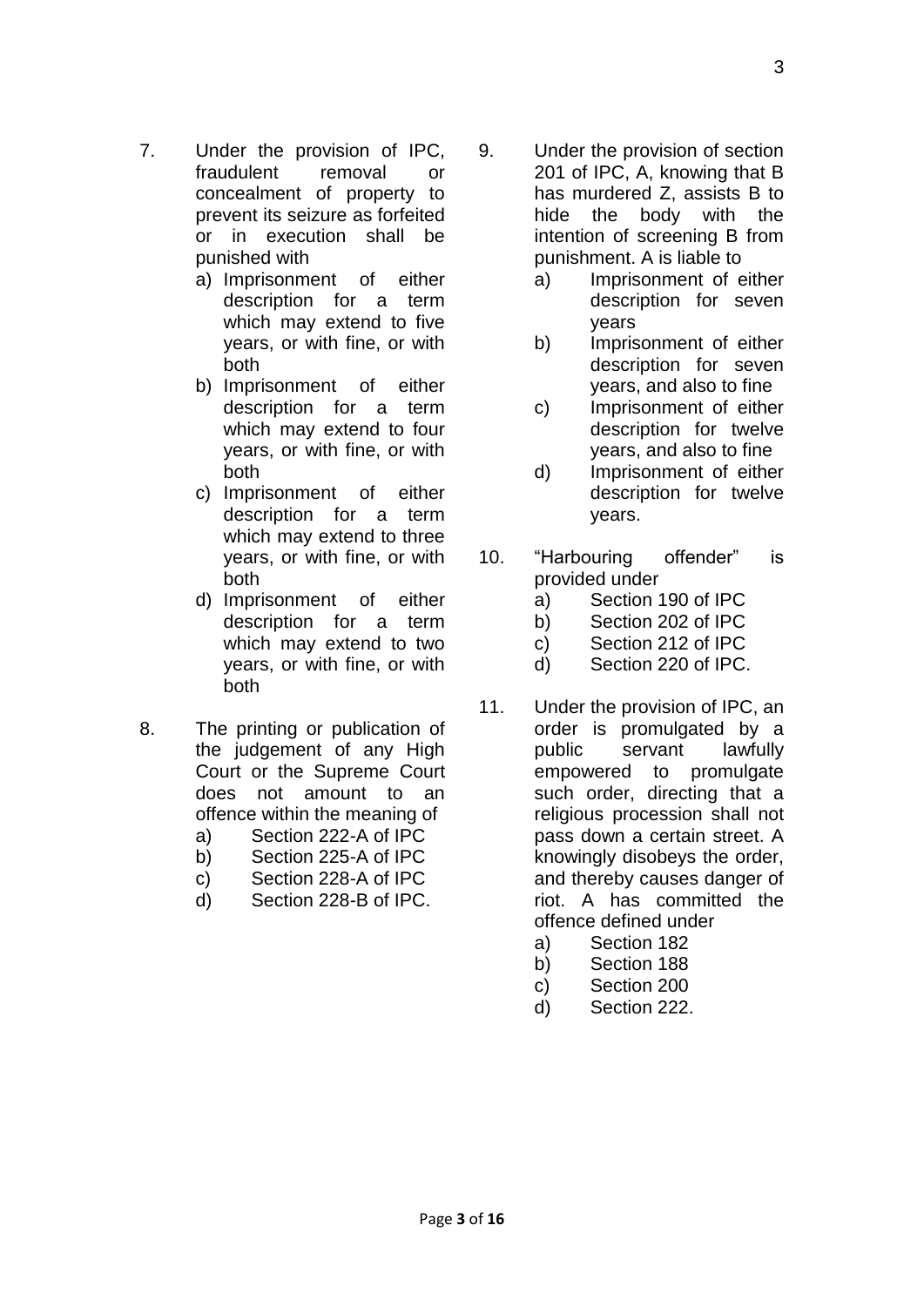7. Under the provision of IPC, fraudulent removal or concealment of property to prevent its seizure as forfeited or in execution shall be punished with
   a) Imprisonment of either description for a term which may extend to five years, or with fine, or with both
   b) Imprisonment of either description for a term which may extend to four years, or with fine, or with both
   c) Imprisonment of either description for a term which may extend to three years, or with fine, or with both
   d) Imprisonment of either description for a term which may extend to two years, or with fine, or with both

8. The printing or publication of the judgement of any High Court or the Supreme Court does not amount to an offence within the meaning of
   a) Section 222-A of IPC
   b) Section 225-A of IPC
   c) Section 228-A of IPC
   d) Section 228-B of IPC.

9. Under the provision of section 201 of IPC, A, knowing that B has murdered Z, assists B to hide the body with the intention of screening B from punishment. A is liable to
   a) Imprisonment of either description for seven years
   b) Imprisonment of either description for seven years, and also to fine
   c) Imprisonment of either description for twelve years, and also to fine
   d) Imprisonment of either description for twelve years.

10. "Harbouring offender" is provided under
    a) Section 190 of IPC
    b) Section 202 of IPC
    c) Section 212 of IPC
    d) Section 220 of IPC.

11. Under the provision of IPC, an order is promulgated by a public servant lawfully empowered to promulgate such order, directing that a religious procession shall not pass down a certain street. A knowingly disobeys the order, and thereby causes danger of riot. A has committed the offence defined under
    a) Section 182
    b) Section 188
    c) Section 200
    d) Section 222.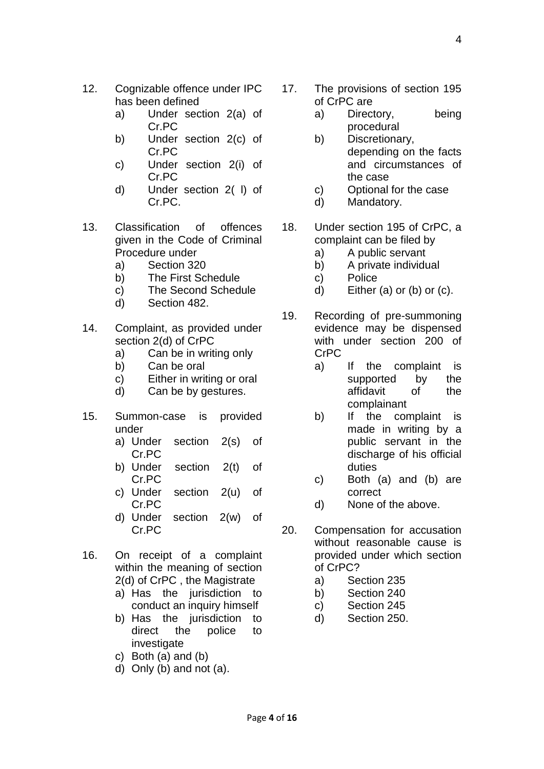12. Cognizable offence under IPC has been defined
    a) Under section 2(a) of Cr.PC
    b) Under section 2(c) of Cr.PC
    c) Under section 2(i) of Cr.PC
    d) Under section 2( l) of Cr.PC.

13. Classification of offences given in the Code of Criminal Procedure under
    a) Section 320
    b) The First Schedule
    c) The Second Schedule
    d) Section 482.

14. Complaint, as provided under section 2(d) of CrPC
    a) Can be in writing only
    b) Can be oral
    c) Either in writing or oral
    d) Can be by gestures.

15. Summon-case is provided under
    a) Under section 2(s) of Cr.PC
    b) Under section 2(t) of Cr.PC
    c) Under section 2(u) of Cr.PC
    d) Under section 2(w) of Cr.PC

16. On receipt of a complaint within the meaning of section 2(d) of CrPC , the Magistrate
    a) Has the jurisdiction to conduct an inquiry himself
    b) Has the jurisdiction to direct the police to investigate
    c) Both (a) and (b)
    d) Only (b) and not (a).

17. The provisions of section 195 of CrPC are
    a) Directory, being procedural
    b) Discretionary, depending on the facts and circumstances of the case
    c) Optional for the case
    d) Mandatory.

18. Under section 195 of CrPC, a complaint can be filed by
    a) A public servant
    b) A private individual
    c) Police
    d) Either (a) or (b) or (c).

19. Recording of pre-summoning evidence may be dispensed with under section 200 of CrPC
    a) If the complaint is supported by the affidavit of the complainant
    b) If the complaint is made in writing by a public servant in the discharge of his official duties
    c) Both (a) and (b) are correct
    d) None of the above.

20. Compensation for accusation without reasonable cause is provided under which section of CrPC?
    a) Section 235
    b) Section 240
    c) Section 245
    d) Section 250.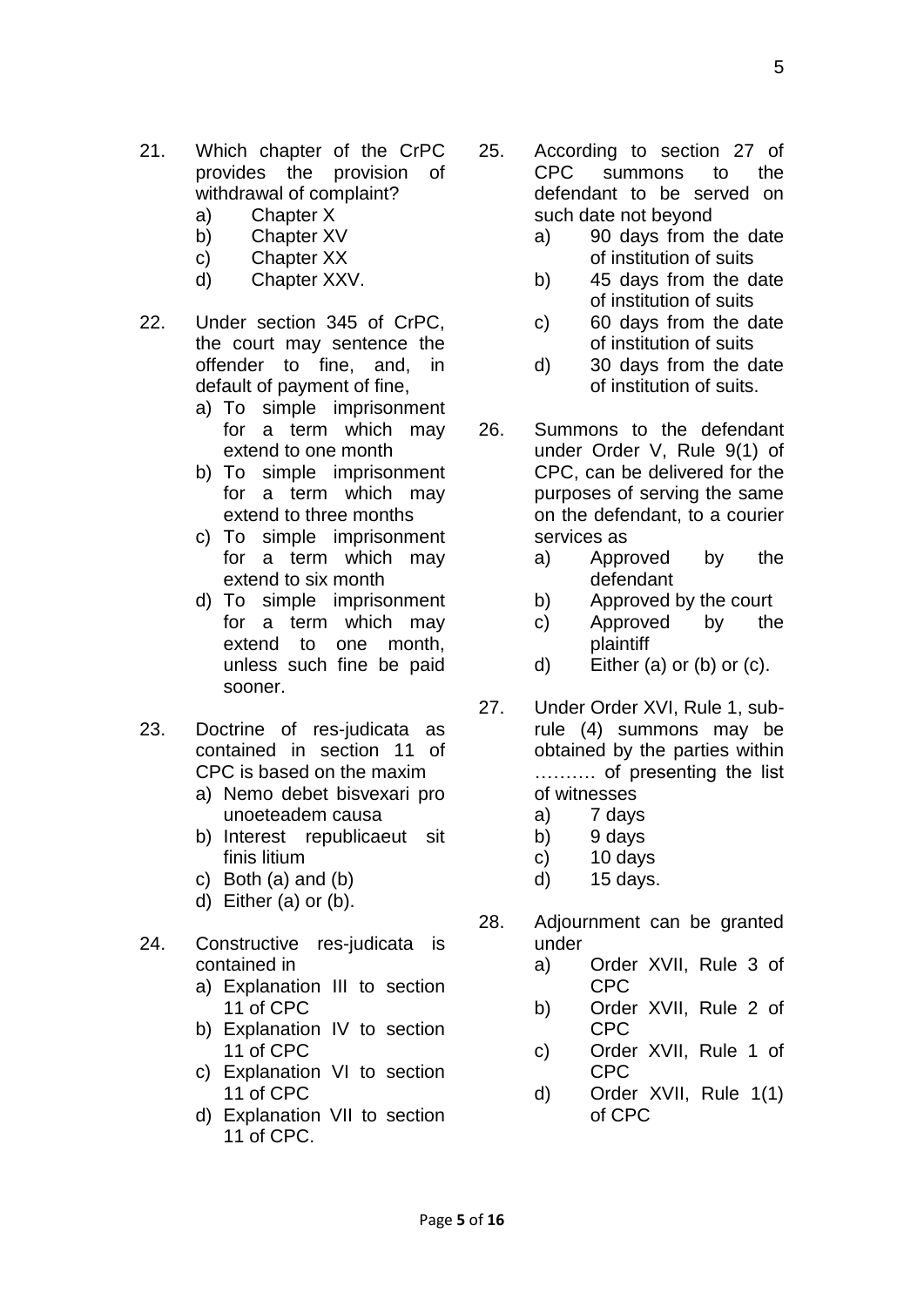21. Which chapter of the CrPC provides the provision of withdrawal of complaint?
    a) Chapter X
    b) Chapter XV
    c) Chapter XX
    d) Chapter XXV.

22. Under section 345 of CrPC, the court may sentence the offender to fine, and, in default of payment of fine,
    a) To simple imprisonment for a term which may extend to one month
    b) To simple imprisonment for a term which may extend to three months
    c) To simple imprisonment for a term which may extend to six month
    d) To simple imprisonment for a term which may extend to one month, unless such fine be paid sooner.

23. Doctrine of res-judicata as contained in section 11 of CPC is based on the maxim
    a) Nemo debet bisvexari pro unoeteadem causa
    b) Interest republicaeut sit finis litium
    c) Both (a) and (b)
    d) Either (a) or (b).

24. Constructive res-judicata is contained in
    a) Explanation III to section 11 of CPC
    b) Explanation IV to section 11 of CPC
    c) Explanation VI to section 11 of CPC
    d) Explanation VII to section 11 of CPC.

25. According to section 27 of CPC summons to the defendant to be served on such date not beyond
    a) 90 days from the date of institution of suits
    b) 45 days from the date of institution of suits
    c) 60 days from the date of institution of suits
    d) 30 days from the date of institution of suits.

26. Summons to the defendant under Order V, Rule 9(1) of CPC, can be delivered for the purposes of serving the same on the defendant, to a courier services as
    a) Approved by the defendant
    b) Approved by the court
    c) Approved by the plaintiff
    d) Either (a) or (b) or (c).

27. Under Order XVI, Rule 1, sub-rule (4) summons may be obtained by the parties within ………. of presenting the list of witnesses
    a) 7 days
    b) 9 days
    c) 10 days
    d) 15 days.

28. Adjournment can be granted under
    a) Order XVII, Rule 3 of CPC
    b) Order XVII, Rule 2 of CPC
    c) Order XVII, Rule 1 of CPC
    d) Order XVII, Rule 1(1) of CPC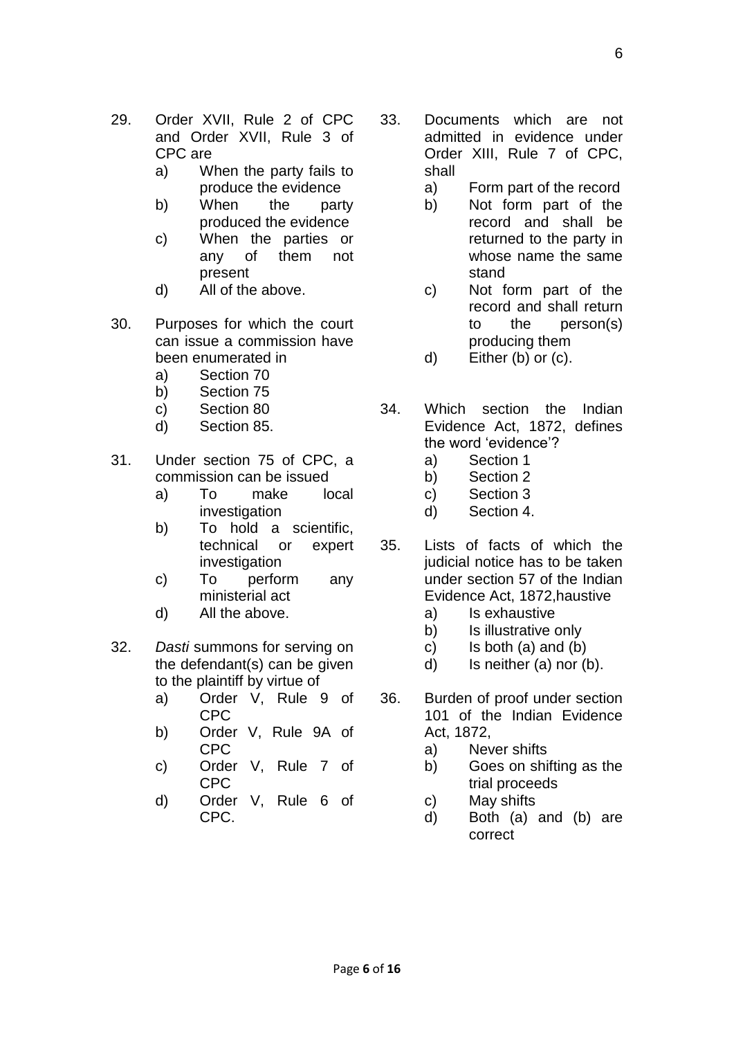29. Order XVII, Rule 2 of CPC and Order XVII, Rule 3 of CPC are
    a) When the party fails to produce the evidence
    b) When the party produced the evidence
    c) When the parties or any of them not present
    d) All of the above.

30. Purposes for which the court can issue a commission have been enumerated in
    a) Section 70
    b) Section 75
    c) Section 80
    d) Section 85.

31. Under section 75 of CPC, a commission can be issued
    a) To make local investigation
    b) To hold a scientific, technical or expert investigation
    c) To perform any ministerial act
    d) All the above.

32. *Dasti* summons for serving on the defendant(s) can be given to the plaintiff by virtue of
    a) Order V, Rule 9 of CPC
    b) Order V, Rule 9A of CPC
    c) Order V, Rule 7 of CPC
    d) Order V, Rule 6 of CPC.

33. Documents which are not admitted in evidence under Order XIII, Rule 7 of CPC, shall
    a) Form part of the record
    b) Not form part of the record and shall be returned to the party in whose name the same stand
    c) Not form part of the record and shall return to the person(s) producing them
    d) Either (b) or (c).

34. Which section the Indian Evidence Act, 1872, defines the word 'evidence'?
    a) Section 1
    b) Section 2
    c) Section 3
    d) Section 4.

35. Lists of facts of which the judicial notice has to be taken under section 57 of the Indian Evidence Act, 1872,haustive
    a) Is exhaustive
    b) Is illustrative only
    c) Is both (a) and (b)
    d) Is neither (a) nor (b).

36. Burden of proof under section 101 of the Indian Evidence Act, 1872,
    a) Never shifts
    b) Goes on shifting as the trial proceeds
    c) May shifts
    d) Both (a) and (b) are correct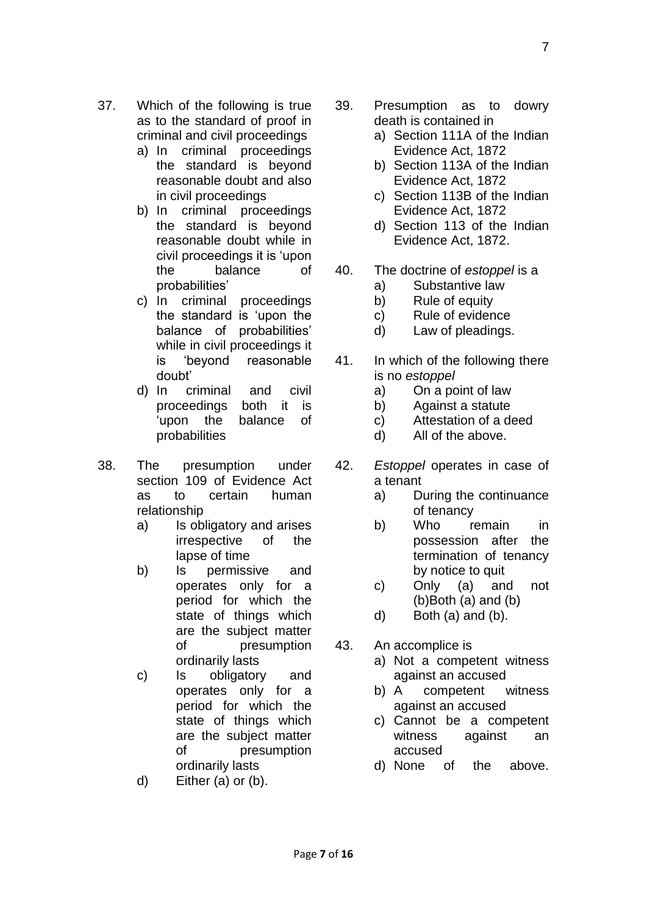37. Which of the following is true as to the standard of proof in criminal and civil proceedings
    a) In criminal proceedings the standard is beyond reasonable doubt and also in civil proceedings
    b) In criminal proceedings the standard is beyond reasonable doubt while in civil proceedings it is 'upon the balance of probabilities'
    c) In criminal proceedings the standard is 'upon the balance of probabilities' while in civil proceedings it is 'beyond reasonable doubt'
    d) In criminal and civil proceedings both it is 'upon the balance of probabilities

38. The presumption under section 109 of Evidence Act as to certain human relationship
    a) Is obligatory and arises irrespective of the lapse of time
    b) Is permissive and operates only for a period for which the state of things which are the subject matter of presumption ordinarily lasts
    c) Is obligatory and operates only for a period for which the state of things which are the subject matter of presumption ordinarily lasts
    d) Either (a) or (b).

39. Presumption as to dowry death is contained in
    a) Section 111A of the Indian Evidence Act, 1872
    b) Section 113A of the Indian Evidence Act, 1872
    c) Section 113B of the Indian Evidence Act, 1872
    d) Section 113 of the Indian Evidence Act, 1872.

40. The doctrine of *estoppel* is a
    a) Substantive law
    b) Rule of equity
    c) Rule of evidence
    d) Law of pleadings.

41. In which of the following there is no *estoppel*
    a) On a point of law
    b) Against a statute
    c) Attestation of a deed
    d) All of the above.

42. *Estoppel* operates in case of a tenant
    a) During the continuance of tenancy
    b) Who remain in possession after the termination of tenancy by notice to quit
    c) Only (a) and not (b)Both (a) and (b)
    d) Both (a) and (b).

43. An accomplice is
    a) Not a competent witness against an accused
    b) A competent witness against an accused
    c) Cannot be a competent witness against an accused
    d) None of the above.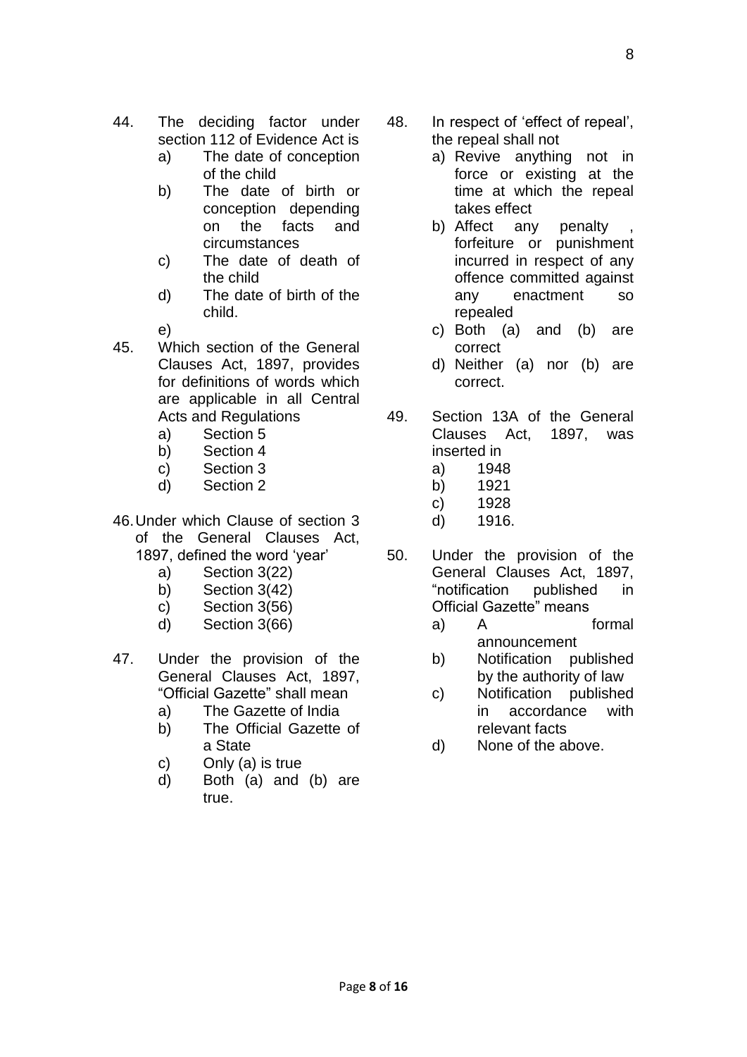44. The deciding factor under section 112 of Evidence Act is
    a) The date of conception of the child
    b) The date of birth or conception depending on the facts and circumstances
    c) The date of death of the child
    d) The date of birth of the child.
    e)

45. Which section of the General Clauses Act, 1897, provides for definitions of words which are applicable in all Central Acts and Regulations
    a) Section 5
    b) Section 4
    c) Section 3
    d) Section 2

46. Under which Clause of section 3 of the General Clauses Act, 1897, defined the word 'year'
    a) Section 3(22)
    b) Section 3(42)
    c) Section 3(56)
    d) Section 3(66)

47. Under the provision of the General Clauses Act, 1897, "Official Gazette" shall mean
    a) The Gazette of India
    b) The Official Gazette of a State
    c) Only (a) is true
    d) Both (a) and (b) are true.

48. In respect of 'effect of repeal', the repeal shall not
    a) Revive anything not in force or existing at the time at which the repeal takes effect
    b) Affect any penalty , forfeiture or punishment incurred in respect of any offence committed against any enactment so repealed
    c) Both (a) and (b) are correct
    d) Neither (a) nor (b) are correct.

49. Section 13A of the General Clauses Act, 1897, was inserted in
    a) 1948
    b) 1921
    c) 1928
    d) 1916.

50. Under the provision of the General Clauses Act, 1897, "notification published in Official Gazette" means
    a) A formal announcement
    b) Notification published by the authority of law
    c) Notification published in accordance with relevant facts
    d) None of the above.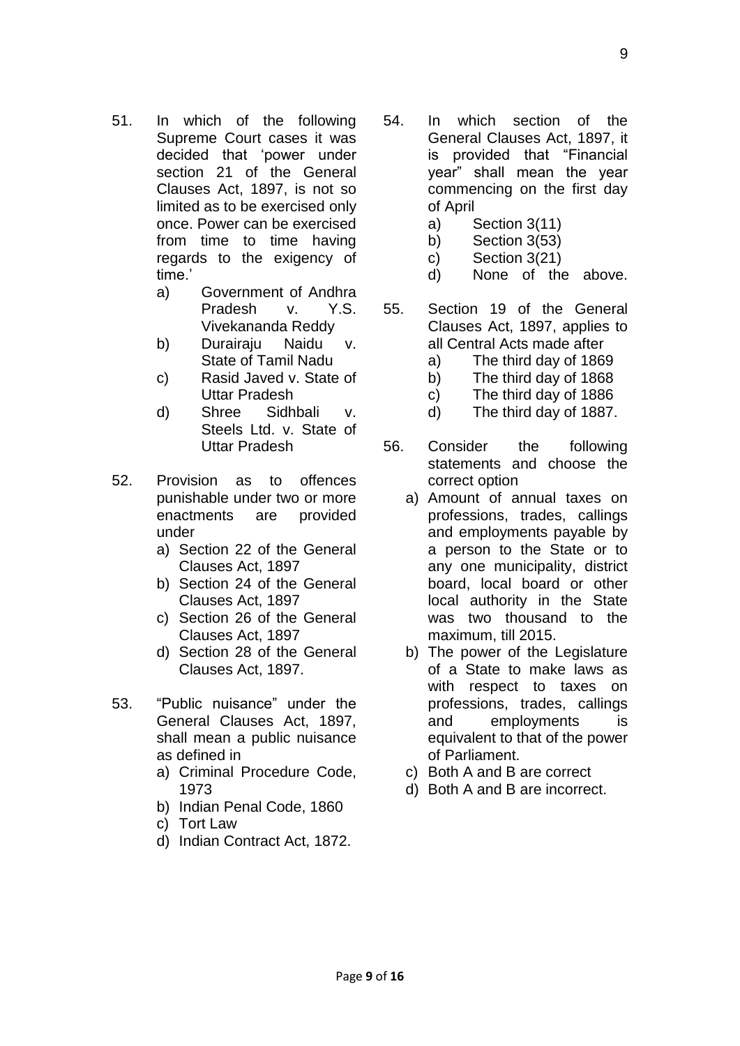51. In which of the following Supreme Court cases it was decided that 'power under section 21 of the General Clauses Act, 1897, is not so limited as to be exercised only once. Power can be exercised from time to time having regards to the exigency of time.'
   a) Government of Andhra Pradesh v. Y.S. Vivekananda Reddy
   b) Durairaju Naidu v. State of Tamil Nadu
   c) Rasid Javed v. State of Uttar Pradesh
   d) Shree Sidhbali v. Steels Ltd. v. State of Uttar Pradesh

52. Provision as to offences punishable under two or more enactments are provided under
   a) Section 22 of the General Clauses Act, 1897
   b) Section 24 of the General Clauses Act, 1897
   c) Section 26 of the General Clauses Act, 1897
   d) Section 28 of the General Clauses Act, 1897.

53. "Public nuisance" under the General Clauses Act, 1897, shall mean a public nuisance as defined in
   a) Criminal Procedure Code, 1973
   b) Indian Penal Code, 1860
   c) Tort Law
   d) Indian Contract Act, 1872.

54. In which section of the General Clauses Act, 1897, it is provided that "Financial year" shall mean the year commencing on the first day of April
   a) Section 3(11)
   b) Section 3(53)
   c) Section 3(21)
   d) None of the above.

55. Section 19 of the General Clauses Act, 1897, applies to all Central Acts made after
   a) The third day of 1869
   b) The third day of 1868
   c) The third day of 1886
   d) The third day of 1887.

56. Consider the following statements and choose the correct option
   a) Amount of annual taxes on professions, trades, callings and employments payable by a person to the State or to any one municipality, district board, local board or other local authority in the State was two thousand to the maximum, till 2015.
   b) The power of the Legislature of a State to make laws as with respect to taxes on professions, trades, callings and employments is equivalent to that of the power of Parliament.
   c) Both A and B are correct
   d) Both A and B are incorrect.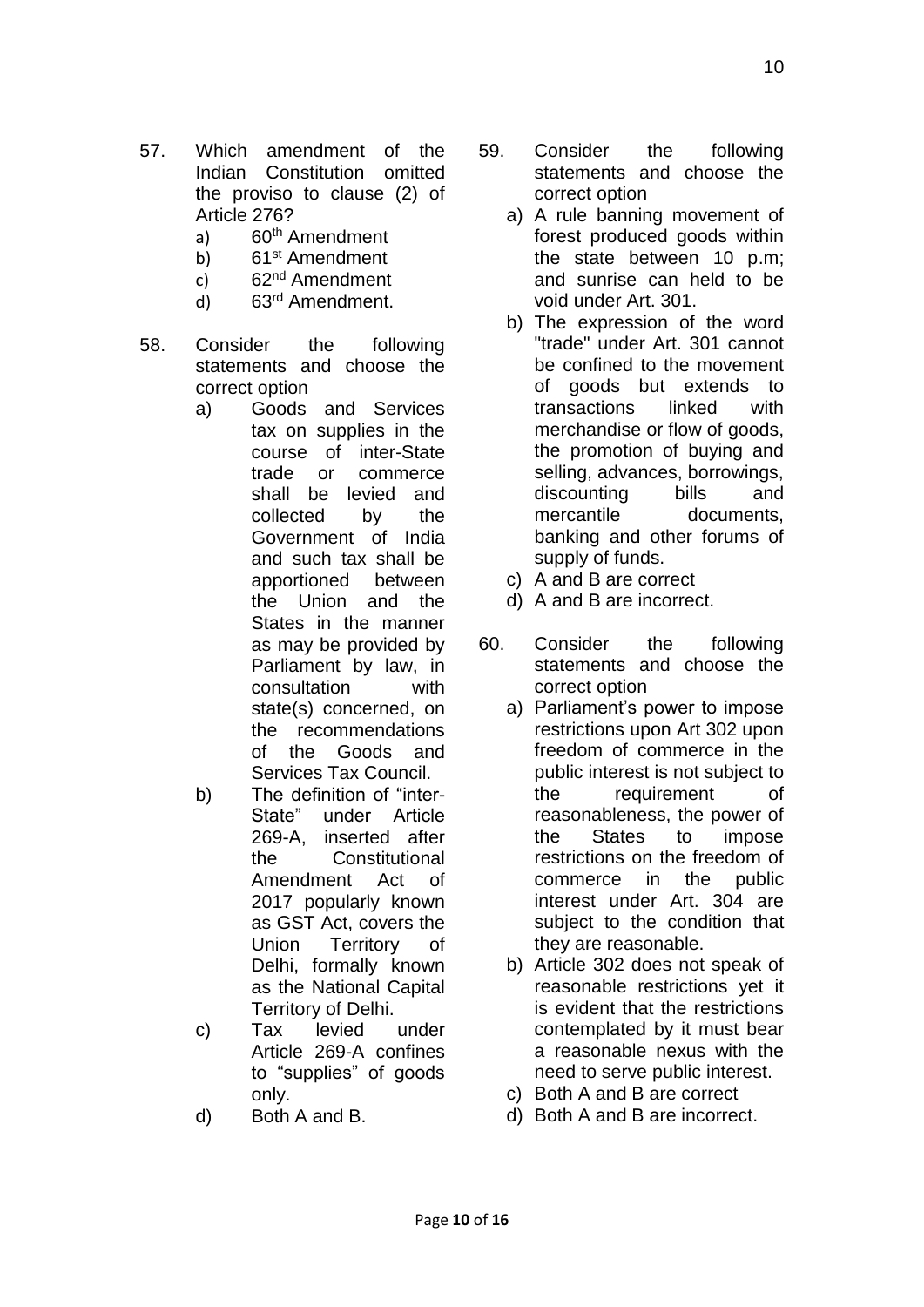57. Which amendment of the Indian Constitution omitted the proviso to clause (2) of Article 276?
    a) 60th Amendment
    b) 61st Amendment
    c) 62nd Amendment
    d) 63rd Amendment.

58. Consider the following statements and choose the correct option
    a) Goods and Services tax on supplies in the course of inter-State trade or commerce shall be levied and collected by the Government of India and such tax shall be apportioned between the Union and the States in the manner as may be provided by Parliament by law, in consultation with state(s) concerned, on the recommendations of the Goods and Services Tax Council.
    b) The definition of "inter-State" under Article 269-A, inserted after the Constitutional Amendment Act of 2017 popularly known as GST Act, covers the Union Territory of Delhi, formally known as the National Capital Territory of Delhi.
    c) Tax levied under Article 269-A confines to "supplies" of goods only.
    d) Both A and B.

59. Consider the following statements and choose the correct option
    a) A rule banning movement of forest produced goods within the state between 10 p.m; and sunrise can held to be void under Art. 301.
    b) The expression of the word "trade" under Art. 301 cannot be confined to the movement of goods but extends to transactions linked with merchandise or flow of goods, the promotion of buying and selling, advances, borrowings, discounting bills and mercantile documents, banking and other forums of supply of funds.
    c) A and B are correct
    d) A and B are incorrect.

60. Consider the following statements and choose the correct option
    a) Parliament's power to impose restrictions upon Art 302 upon freedom of commerce in the public interest is not subject to the requirement of reasonableness, the power of the States to impose restrictions on the freedom of commerce in the public interest under Art. 304 are subject to the condition that they are reasonable.
    b) Article 302 does not speak of reasonable restrictions yet it is evident that the restrictions contemplated by it must bear a reasonable nexus with the need to serve public interest.
    c) Both A and B are correct
    d) Both A and B are incorrect.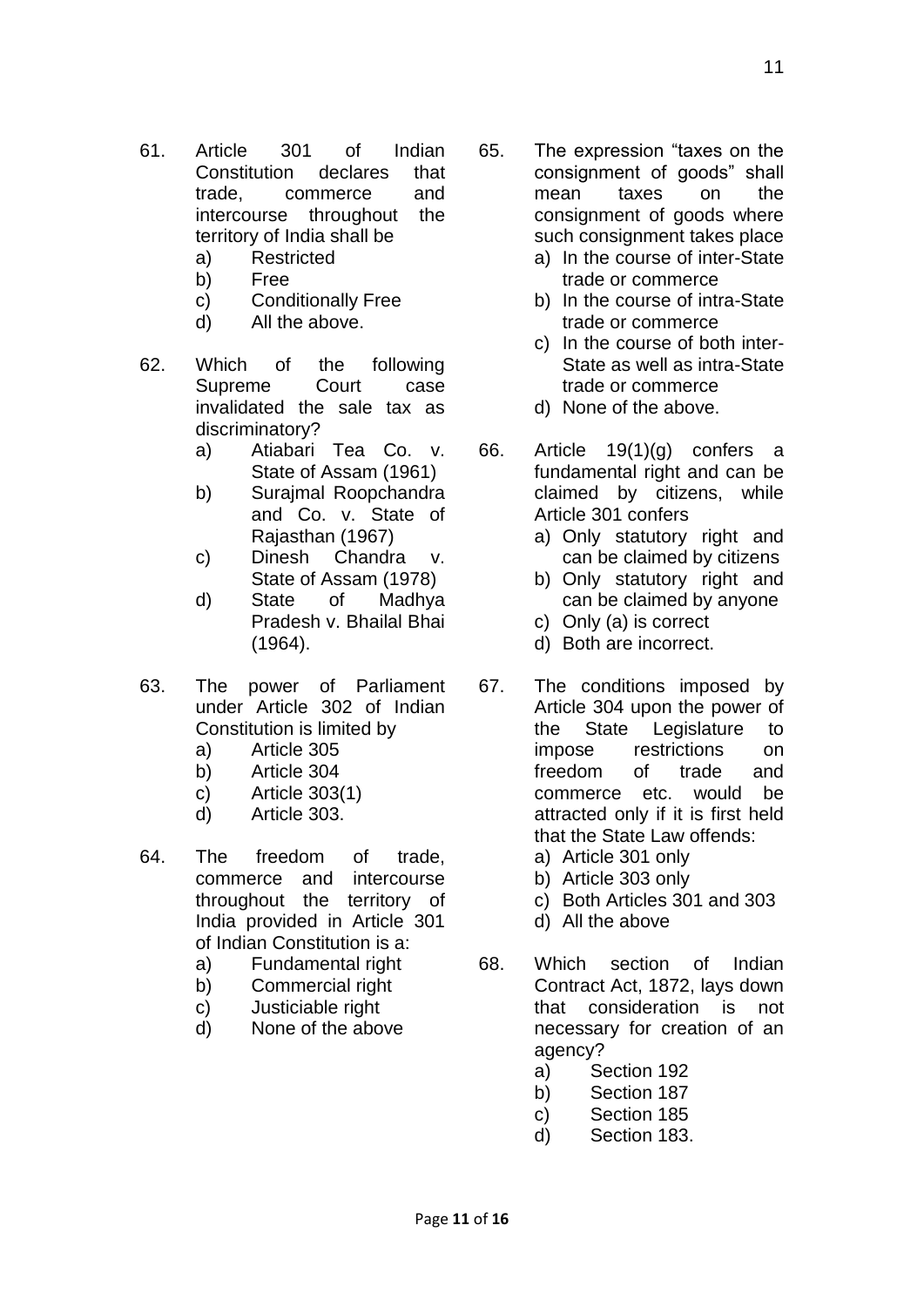61. Article 301 of Indian Constitution declares that trade, commerce and intercourse throughout the territory of India shall be
    a) Restricted
    b) Free
    c) Conditionally Free
    d) All the above.

62. Which of the following Supreme Court case invalidated the sale tax as discriminatory?
    a) Atiabari Tea Co. v. State of Assam (1961)
    b) Surajmal Roopchandra and Co. v. State of Rajasthan (1967)
    c) Dinesh Chandra v. State of Assam (1978)
    d) State of Madhya Pradesh v. Bhailal Bhai (1964).

63. The power of Parliament under Article 302 of Indian Constitution is limited by
    a) Article 305
    b) Article 304
    c) Article 303(1)
    d) Article 303.

64. The freedom of trade, commerce and intercourse throughout the territory of India provided in Article 301 of Indian Constitution is a:
    a) Fundamental right
    b) Commercial right
    c) Justiciable right
    d) None of the above

65. The expression "taxes on the consignment of goods" shall mean taxes on the consignment of goods where such consignment takes place
    a) In the course of inter-State trade or commerce
    b) In the course of intra-State trade or commerce
    c) In the course of both inter-State as well as intra-State trade or commerce
    d) None of the above.

66. Article 19(1)(g) confers a fundamental right and can be claimed by citizens, while Article 301 confers
    a) Only statutory right and can be claimed by citizens
    b) Only statutory right and can be claimed by anyone
    c) Only (a) is correct
    d) Both are incorrect.

67. The conditions imposed by Article 304 upon the power of the State Legislature to impose restrictions on freedom of trade and commerce etc. would be attracted only if it is first held that the State Law offends:
    a) Article 301 only
    b) Article 303 only
    c) Both Articles 301 and 303
    d) All the above

68. Which section of Indian Contract Act, 1872, lays down that consideration is not necessary for creation of an agency?
    a) Section 192
    b) Section 187
    c) Section 185
    d) Section 183.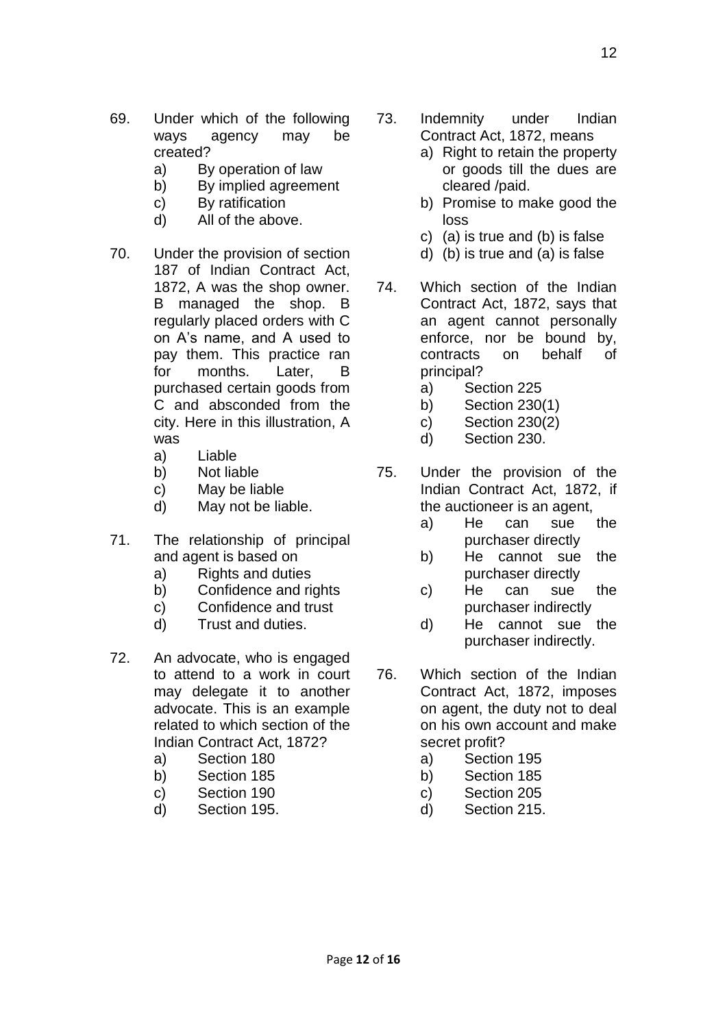69. Under which of the following ways agency may be created?
    a) By operation of law
    b) By implied agreement
    c) By ratification
    d) All of the above.

70. Under the provision of section 187 of Indian Contract Act, 1872, A was the shop owner. B managed the shop. B regularly placed orders with C on A's name, and A used to pay them. This practice ran for months. Later, B purchased certain goods from C and absconded from the city. Here in this illustration, A was
    a) Liable
    b) Not liable
    c) May be liable
    d) May not be liable.

71. The relationship of principal and agent is based on
    a) Rights and duties
    b) Confidence and rights
    c) Confidence and trust
    d) Trust and duties.

72. An advocate, who is engaged to attend to a work in court may delegate it to another advocate. This is an example related to which section of the Indian Contract Act, 1872?
    a) Section 180
    b) Section 185
    c) Section 190
    d) Section 195.

73. Indemnity under Indian Contract Act, 1872, means
    a) Right to retain the property or goods till the dues are cleared /paid.
    b) Promise to make good the loss
    c) (a) is true and (b) is false
    d) (b) is true and (a) is false

74. Which section of the Indian Contract Act, 1872, says that an agent cannot personally enforce, nor be bound by, contracts on behalf of principal?
    a) Section 225
    b) Section 230(1)
    c) Section 230(2)
    d) Section 230.

75. Under the provision of the Indian Contract Act, 1872, if the auctioneer is an agent,
    a) He can sue the purchaser directly
    b) He cannot sue the purchaser directly
    c) He can sue the purchaser indirectly
    d) He cannot sue the purchaser indirectly.

76. Which section of the Indian Contract Act, 1872, imposes on agent, the duty not to deal on his own account and make secret profit?
    a) Section 195
    b) Section 185
    c) Section 205
    d) Section 215.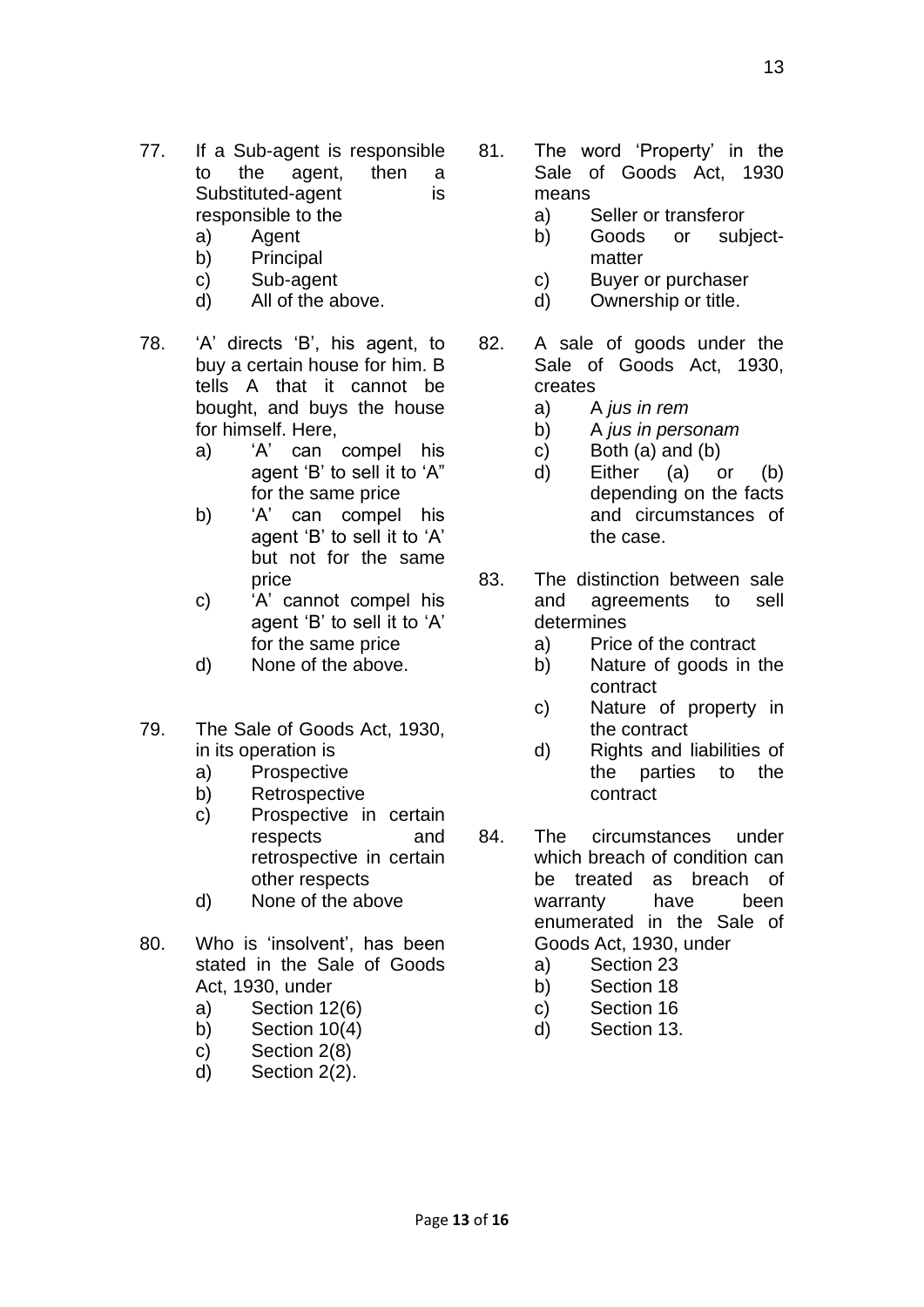77. If a Sub-agent is responsible to the agent, then a Substituted-agent is responsible to the
    a) Agent
    b) Principal
    c) Sub-agent
    d) All of the above.

78. 'A' directs 'B', his agent, to buy a certain house for him. B tells A that it cannot be bought, and buys the house for himself. Here,
    a) 'A' can compel his agent 'B' to sell it to 'A" for the same price
    b) 'A' can compel his agent 'B' to sell it to 'A' but not for the same price
    c) 'A' cannot compel his agent 'B' to sell it to 'A' for the same price
    d) None of the above.

79. The Sale of Goods Act, 1930, in its operation is
    a) Prospective
    b) Retrospective
    c) Prospective in certain respects and retrospective in certain other respects
    d) None of the above

80. Who is 'insolvent', has been stated in the Sale of Goods Act, 1930, under
    a) Section 12(6)
    b) Section 10(4)
    c) Section 2(8)
    d) Section 2(2).

81. The word 'Property' in the Sale of Goods Act, 1930 means
    a) Seller or transferor
    b) Goods or subject-matter
    c) Buyer or purchaser
    d) Ownership or title.

82. A sale of goods under the Sale of Goods Act, 1930, creates
    a) A *jus in rem*
    b) A *jus in personam*
    c) Both (a) and (b)
    d) Either (a) or (b) depending on the facts and circumstances of the case.

83. The distinction between sale and agreements to sell determines
    a) Price of the contract
    b) Nature of goods in the contract
    c) Nature of property in the contract
    d) Rights and liabilities of the parties to the contract

84. The circumstances under which breach of condition can be treated as breach of warranty have been enumerated in the Sale of Goods Act, 1930, under
    a) Section 23
    b) Section 18
    c) Section 16
    d) Section 13.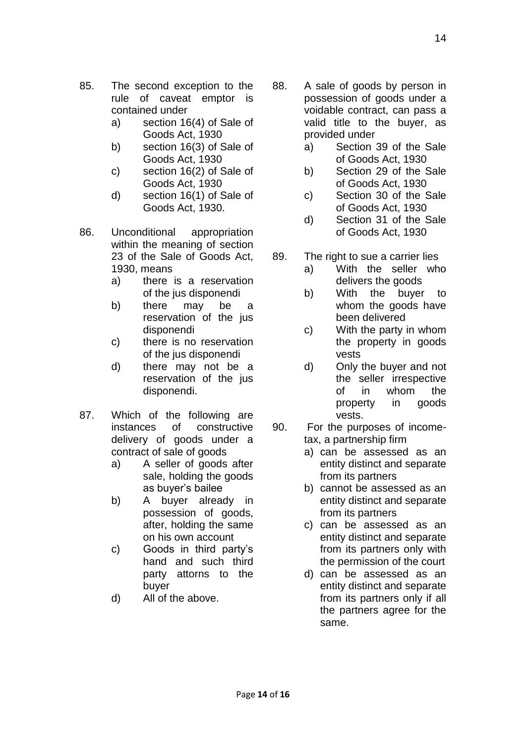85. The second exception to the rule of caveat emptor is contained under
    a) section 16(4) of Sale of Goods Act, 1930
    b) section 16(3) of Sale of Goods Act, 1930
    c) section 16(2) of Sale of Goods Act, 1930
    d) section 16(1) of Sale of Goods Act, 1930.

86. Unconditional appropriation within the meaning of section 23 of the Sale of Goods Act, 1930, means
    a) there is a reservation of the jus disponendi
    b) there may be a reservation of the jus disponendi
    c) there is no reservation of the jus disponendi
    d) there may not be a reservation of the jus disponendi.

87. Which of the following are instances of constructive delivery of goods under a contract of sale of goods
    a) A seller of goods after sale, holding the goods as buyer's bailee
    b) A buyer already in possession of goods, after, holding the same on his own account
    c) Goods in third party's hand and such third party attorns to the buyer
    d) All of the above.

88. A sale of goods by person in possession of goods under a voidable contract, can pass a valid title to the buyer, as provided under
    a) Section 39 of the Sale of Goods Act, 1930
    b) Section 29 of the Sale of Goods Act, 1930
    c) Section 30 of the Sale of Goods Act, 1930
    d) Section 31 of the Sale of Goods Act, 1930

89. The right to sue a carrier lies
    a) With the seller who delivers the goods
    b) With the buyer to whom the goods have been delivered
    c) With the party in whom the property in goods vests
    d) Only the buyer and not the seller irrespective of in whom the property in goods vests.

90. For the purposes of income-tax, a partnership firm
    a) can be assessed as an entity distinct and separate from its partners
    b) cannot be assessed as an entity distinct and separate from its partners
    c) can be assessed as an entity distinct and separate from its partners only with the permission of the court
    d) can be assessed as an entity distinct and separate from its partners only if all the partners agree for the same.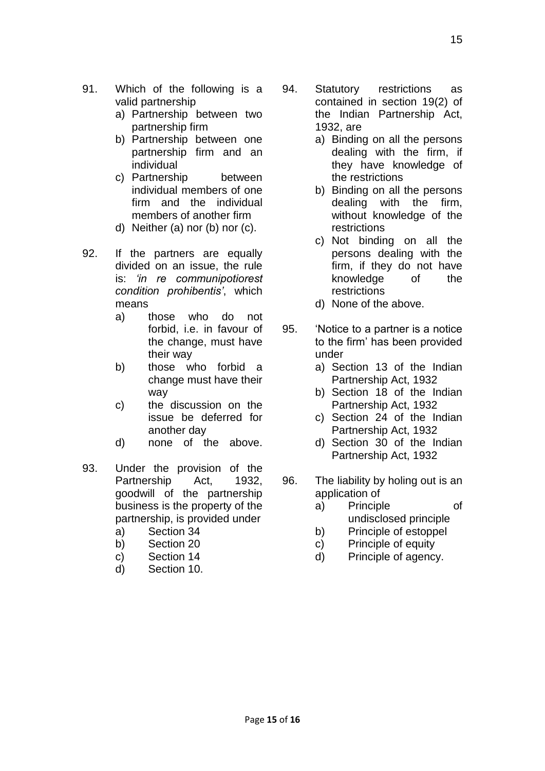91. Which of the following is a valid partnership
    a) Partnership between two partnership firm
    b) Partnership between one partnership firm and an individual
    c) Partnership between individual members of one firm and the individual members of another firm
    d) Neither (a) nor (b) nor (c).

92. If the partners are equally divided on an issue, the rule is: *'in re communipotiorest condition prohibentis'*, which means
    a) those who do not forbid, i.e. in favour of the change, must have their way
    b) those who forbid a change must have their way
    c) the discussion on the issue be deferred for another day
    d) none of the above.

93. Under the provision of the Partnership Act, 1932, goodwill of the partnership business is the property of the partnership, is provided under
    a) Section 34
    b) Section 20
    c) Section 14
    d) Section 10.

94. Statutory restrictions as contained in section 19(2) of the Indian Partnership Act, 1932, are
    a) Binding on all the persons dealing with the firm, if they have knowledge of the restrictions
    b) Binding on all the persons dealing with the firm, without knowledge of the restrictions
    c) Not binding on all the persons dealing with the firm, if they do not have knowledge of the restrictions
    d) None of the above.

95. 'Notice to a partner is a notice to the firm' has been provided under
    a) Section 13 of the Indian Partnership Act, 1932
    b) Section 18 of the Indian Partnership Act, 1932
    c) Section 24 of the Indian Partnership Act, 1932
    d) Section 30 of the Indian Partnership Act, 1932

96. The liability by holing out is an application of
    a) Principle of undisclosed principle
    b) Principle of estoppel
    c) Principle of equity
    d) Principle of agency.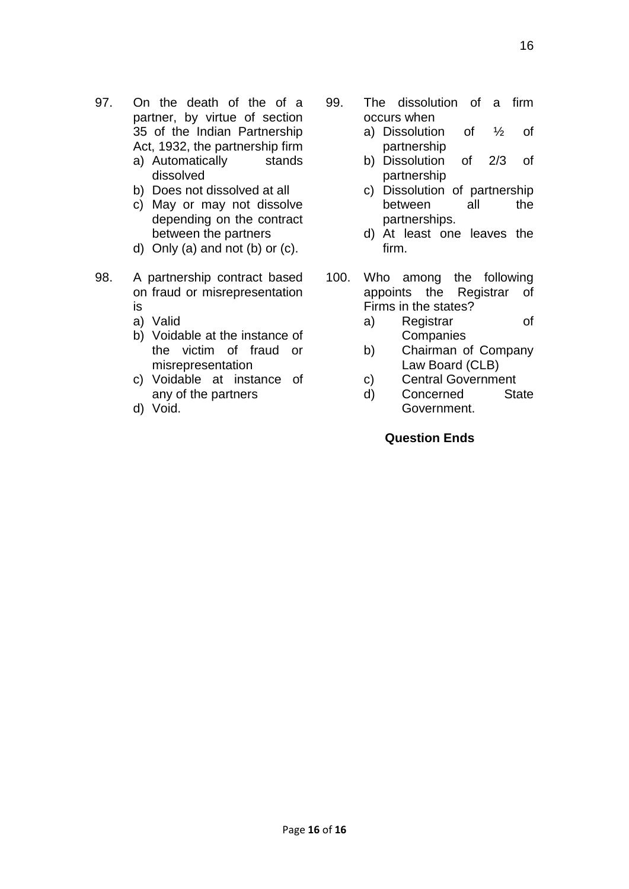97. On the death of the of a partner, by virtue of section 35 of the Indian Partnership Act, 1932, the partnership firm
    a) Automatically stands dissolved
    b) Does not dissolved at all
    c) May or may not dissolve depending on the contract between the partners
    d) Only (a) and not (b) or (c).

98. A partnership contract based on fraud or misrepresentation is
    a) Valid
    b) Voidable at the instance of the victim of fraud or misrepresentation
    c) Voidable at instance of any of the partners
    d) Void.

99. The dissolution of a firm occurs when
    a) Dissolution of ½ of partnership
    b) Dissolution of 2/3 of partnership
    c) Dissolution of partnership between all the partnerships.
    d) At least one leaves the firm.

100. Who among the following appoints the Registrar of Firms in the states?
    a) Registrar of Companies
    b) Chairman of Company Law Board (CLB)
    c) Central Government
    d) Concerned State Government.

**Question Ends**